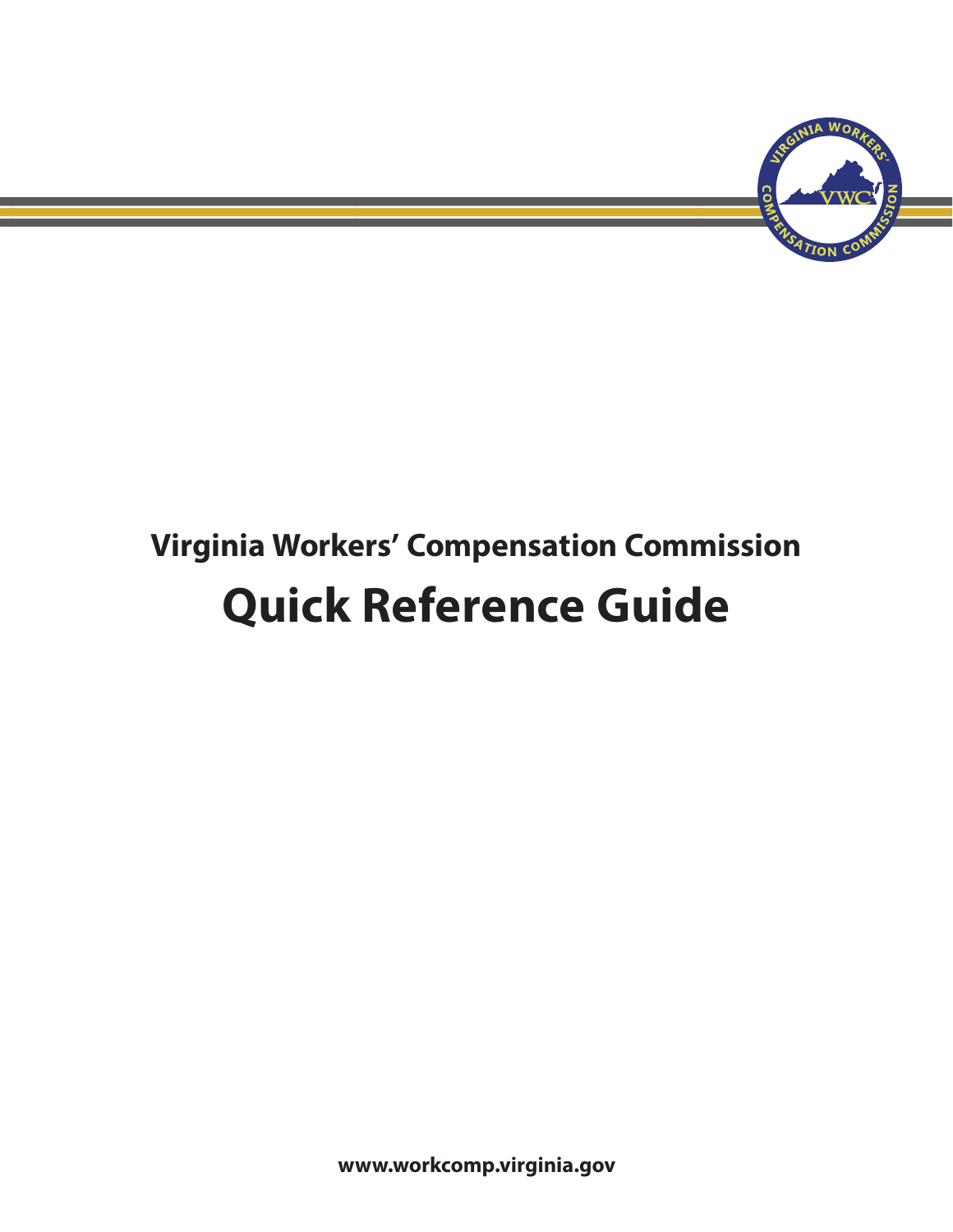## Virginia Workers' Compensation Commission

# Quick Reference Guide

www.workcomp.virginia.gov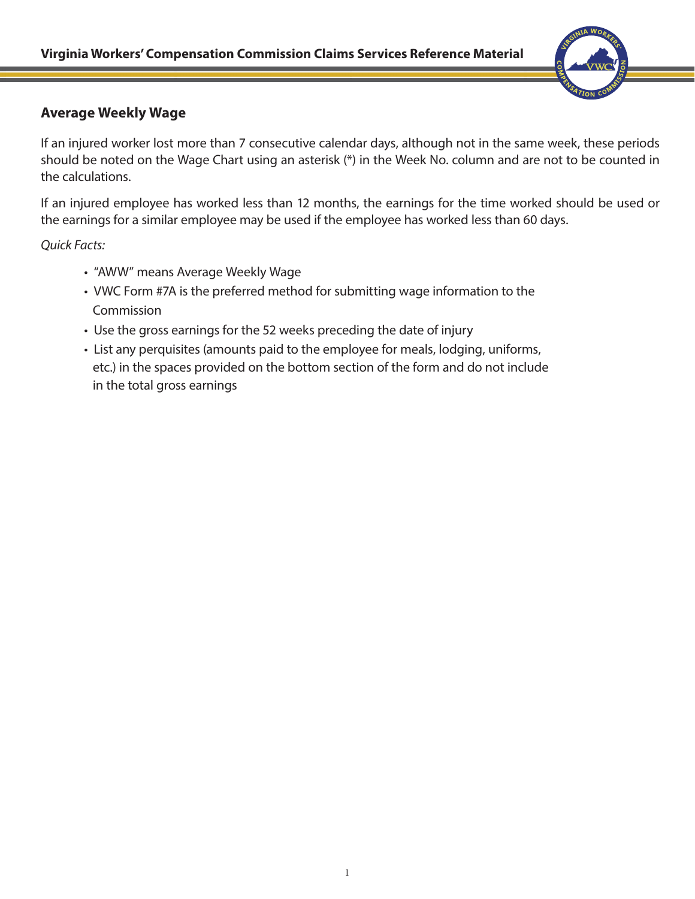## Average Weekly Wage

If an injured worker lost more than 7 consecutive calendar days, although not in the same week, these periods should be noted on the Wage Chart using an asterisk (*) in the Week No. column and are not to be counted in the calculations.

If an injured employee has worked less than 12 months, the earnings for the time worked should be used or the earnings for a similar employee may be used if the employee has worked less than 60 days.

*Quick Facts:*

- "AWW" means Average Weekly Wage
- VWC Form #7A is the preferred method for submitting wage information to the Commission
- Use the gross earnings for the 52 weeks preceding the date of injury
- List any perquisites (amounts paid to the employee for meals, lodging, uniforms, etc.) in the spaces provided on the bottom section of the form and do not include in the total gross earnings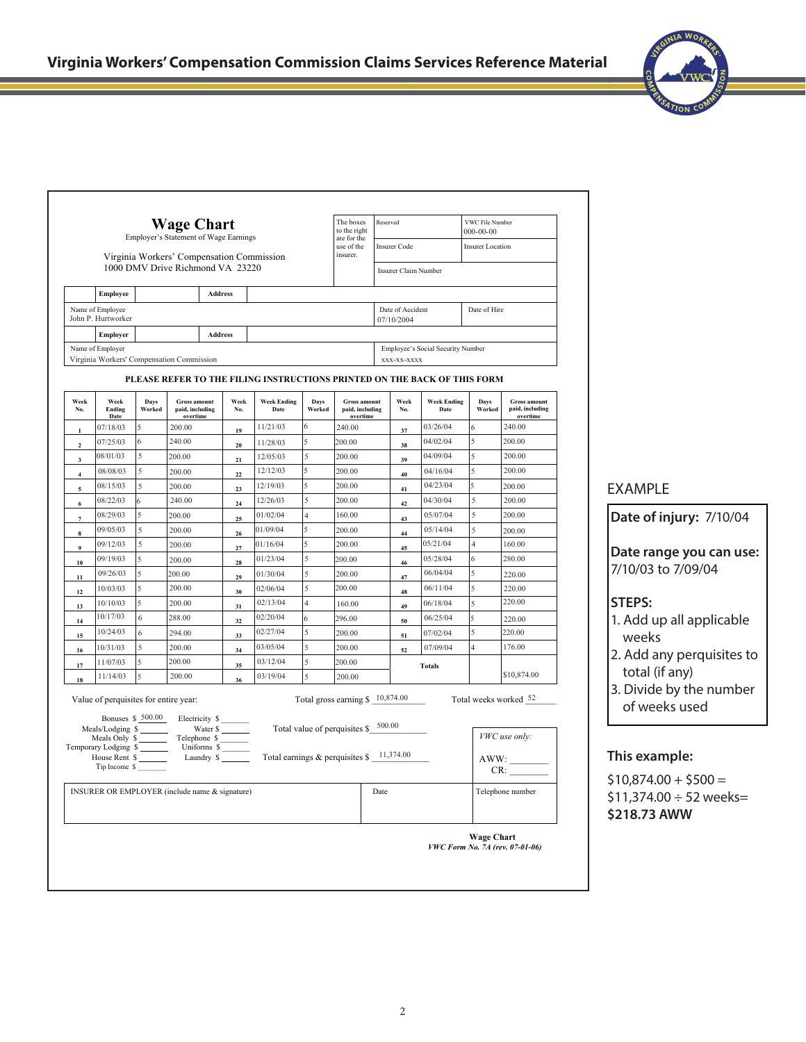# Wage Chart

Employer's Statement of Wage Earnings

Virginia Workers' Compensation Commission
1000 DMV Drive Richmond VA 23220

| The boxes to the right are for the use of the insurer. | Reserved | VWC File Number 000-00-00 |
|---|---|---|
| | Insurer Code | Insurer Location |
| | Insurer Claim Number | |

| **Employee** | **Address** | |
|---|---|---|
| Name of Employee: John P. Hurtworker | Date of Accident: 07/10/2004 | Date of Hire |
| **Employer** | **Address** | |
| Name of Employer: Virginia Workers' Compensation Commission | Employee's Social Security Number: xxx-xx-xxxx | |

**PLEASE REFER TO THE FILING INSTRUCTIONS PRINTED ON THE BACK OF THIS FORM**

| Week No. | Week Ending Date | Days Worked | Gross amount paid, including overtime | Week No. | Week Ending Date | Days Worked | Gross amount paid, including overtime | Week No. | Week Ending Date | Days Worked | Gross amount paid, including overtime |
|---|---|---|---|---|---|---|---|---|---|---|---|
| 1 | 07/18/03 | 5 | 200.00 | 19 | 11/21/03 | 6 | 240.00 | 37 | 03/26/04 | 6 | 240.00 |
| 2 | 07/25/03 | 6 | 240.00 | 20 | 11/28/03 | 5 | 200.00 | 38 | 04/02/04 | 5 | 200.00 |
| 3 | 08/01/03 | 5 | 200.00 | 21 | 12/05/03 | 5 | 200.00 | 39 | 04/09/04 | 5 | 200.00 |
| 4 | 08/08/03 | 5 | 200.00 | 22 | 12/12/03 | 5 | 200.00 | 40 | 04/16/04 | 5 | 200.00 |
| 5 | 08/15/03 | 5 | 200.00 | 23 | 12/19/03 | 5 | 200.00 | 41 | 04/23/04 | 5 | 200.00 |
| 6 | 08/22/03 | 6 | 240.00 | 24 | 12/26/03 | 5 | 200.00 | 42 | 04/30/04 | 5 | 200.00 |
| 7 | 08/29/03 | 5 | 200.00 | 25 | 01/02/04 | 4 | 160.00 | 43 | 05/07/04 | 5 | 200.00 |
| 8 | 09/05/03 | 5 | 200.00 | 26 | 01/09/04 | 5 | 200.00 | 44 | 05/14/04 | 5 | 200.00 |
| 9 | 09/12/03 | 5 | 200.00 | 27 | 01/16/04 | 5 | 200.00 | 45 | 05/21/04 | 4 | 160.00 |
| 10 | 09/19/03 | 5 | 200.00 | 28 | 01/23/04 | 5 | 200.00 | 46 | 05/28/04 | 6 | 280.00 |
| 11 | 09/26/03 | 5 | 200.00 | 29 | 01/30/04 | 5 | 200.00 | 47 | 06/04/04 | 5 | 220.00 |
| 12 | 10/03/03 | 5 | 200.00 | 30 | 02/06/04 | 5 | 200.00 | 48 | 06/11/04 | 5 | 220.00 |
| 13 | 10/10/03 | 5 | 200.00 | 31 | 02/13/04 | 4 | 160.00 | 49 | 06/18/04 | 5 | 220.00 |
| 14 | 10/17/03 | 6 | 288.00 | 32 | 02/20/04 | 6 | 296.00 | 50 | 06/25/04 | 5 | 220.00 |
| 15 | 10/24/03 | 6 | 294.00 | 33 | 02/27/04 | 5 | 200.00 | 51 | 07/02/04 | 5 | 220.00 |
| 16 | 10/31/03 | 5 | 200.00 | 34 | 03/05/04 | 5 | 200.00 | 52 | 07/09/04 | 4 | 176.00 |
| 17 | 11/07/03 | 5 | 200.00 | 35 | 03/12/04 | 5 | 200.00 | | **Totals** | | |
| 18 | 11/14/03 | 5 | 200.00 | 36 | 03/19/04 | 5 | 200.00 | | | | $10,874.00 |

Value of perquisites for entire year:

Bonuses $ 500.00
Meals/Lodging $ ______
Meals Only $ ______
Temporary Lodging $ ______
House Rent $ ______
Tip Income $ ______

Electricity $ ______
Water $ ______
Telephone $ ______
Uniforms $ ______
Laundry $ ______

Total gross earning $ 10,874.00

Total weeks worked 52

Total value of perquisites $ 500.00

Total earnings & perquisites $ 11,374.00

*VWC use only:*

AWW: ________
CR: ________

| INSURER OR EMPLOYER (include name & signature) | Date | Telephone number |
|---|---|---|
| | | |

**Wage Chart**
*VWC Form No. 7A (rev. 07-01-06)*

## EXAMPLE

**Date of injury:** 7/10/04

**Date range you can use:** 7/10/03 to 7/09/04

**STEPS:**

1. Add up all applicable weeks
2. Add any perquisites to total (if any)
3. Divide by the number of weeks used

**This example:**

$10,874.00 + $500 =
$11,374.00 ÷ 52 weeks=
**$218.73 AWW**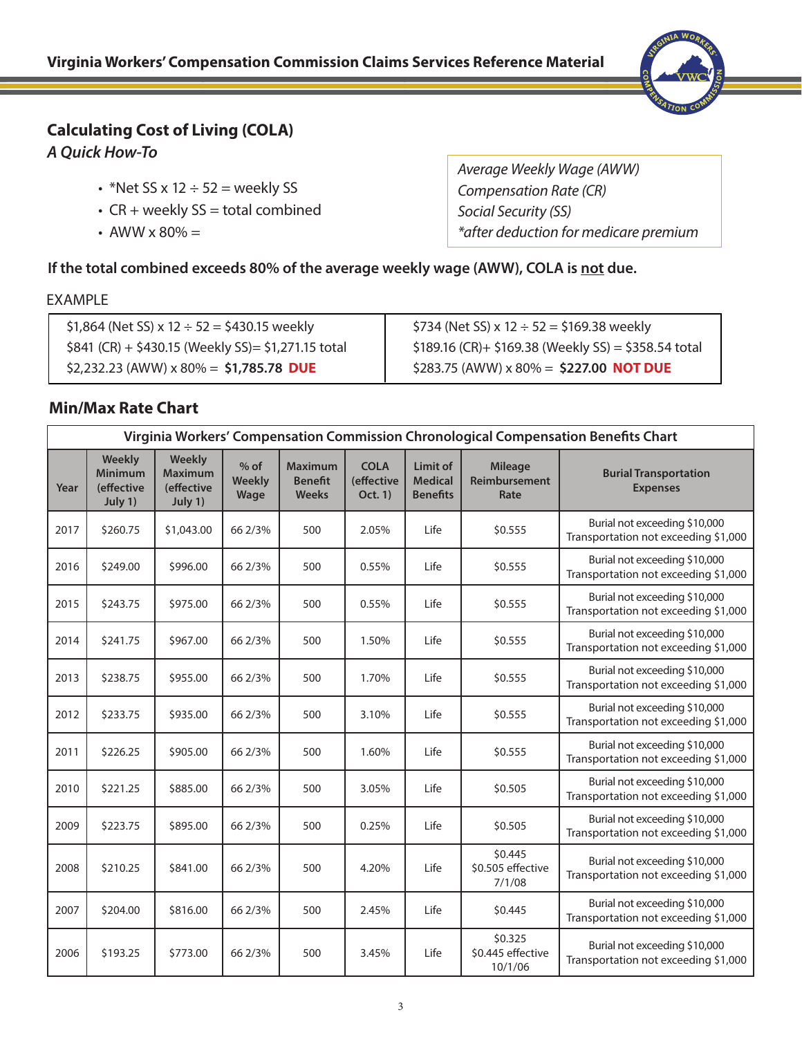## Calculating Cost of Living (COLA)

*A Quick How-To*

- *Net SS x 12 ÷ 52 = weekly SS
- CR + weekly SS = total combined
- AWW x 80% =

*Average Weekly Wage (AWW)*
*Compensation Rate (CR)*
*Social Security (SS)*
*\*after deduction for medicare premium*

**If the total combined exceeds 80% of the average weekly wage (AWW), COLA is not due.**

EXAMPLE

| | |
|---|---|
| $1,864 (Net SS) x 12 ÷ 52 = $430.15 weekly | $734 (Net SS) x 12 ÷ 52 = $169.38 weekly |
| $841 (CR) + $430.15 (Weekly SS)= $1,271.15 total | $189.16 (CR)+ $169.38 (Weekly SS) = $358.54 total |
| $2,232.23 (AWW) x 80% = **$1,785.78 DUE** | $283.75 (AWW) x 80% = **$227.00 NOT DUE** |

## Min/Max Rate Chart

**Virginia Workers' Compensation Commission Chronological Compensation Benefits Chart**

| Year | Weekly Minimum (effective July 1) | Weekly Maximum (effective July 1) | % of Weekly Wage | Maximum Benefit Weeks | COLA (effective Oct. 1) | Limit of Medical Benefits | Mileage Reimbursement Rate | Burial Transportation Expenses |
|---|---|---|---|---|---|---|---|---|
| 2017 | $260.75 | $1,043.00 | 66 2/3% | 500 | 2.05% | Life | $0.555 | Burial not exceeding $10,000 Transportation not exceeding $1,000 |
| 2016 | $249.00 | $996.00 | 66 2/3% | 500 | 0.55% | Life | $0.555 | Burial not exceeding $10,000 Transportation not exceeding $1,000 |
| 2015 | $243.75 | $975.00 | 66 2/3% | 500 | 0.55% | Life | $0.555 | Burial not exceeding $10,000 Transportation not exceeding $1,000 |
| 2014 | $241.75 | $967.00 | 66 2/3% | 500 | 1.50% | Life | $0.555 | Burial not exceeding $10,000 Transportation not exceeding $1,000 |
| 2013 | $238.75 | $955.00 | 66 2/3% | 500 | 1.70% | Life | $0.555 | Burial not exceeding $10,000 Transportation not exceeding $1,000 |
| 2012 | $233.75 | $935.00 | 66 2/3% | 500 | 3.10% | Life | $0.555 | Burial not exceeding $10,000 Transportation not exceeding $1,000 |
| 2011 | $226.25 | $905.00 | 66 2/3% | 500 | 1.60% | Life | $0.555 | Burial not exceeding $10,000 Transportation not exceeding $1,000 |
| 2010 | $221.25 | $885.00 | 66 2/3% | 500 | 3.05% | Life | $0.505 | Burial not exceeding $10,000 Transportation not exceeding $1,000 |
| 2009 | $223.75 | $895.00 | 66 2/3% | 500 | 0.25% | Life | $0.505 | Burial not exceeding $10,000 Transportation not exceeding $1,000 |
| 2008 | $210.25 | $841.00 | 66 2/3% | 500 | 4.20% | Life | $0.445 $0.505 effective 7/1/08 | Burial not exceeding $10,000 Transportation not exceeding $1,000 |
| 2007 | $204.00 | $816.00 | 66 2/3% | 500 | 2.45% | Life | $0.445 | Burial not exceeding $10,000 Transportation not exceeding $1,000 |
| 2006 | $193.25 | $773.00 | 66 2/3% | 500 | 3.45% | Life | $0.325 $0.445 effective 10/1/06 | Burial not exceeding $10,000 Transportation not exceeding $1,000 |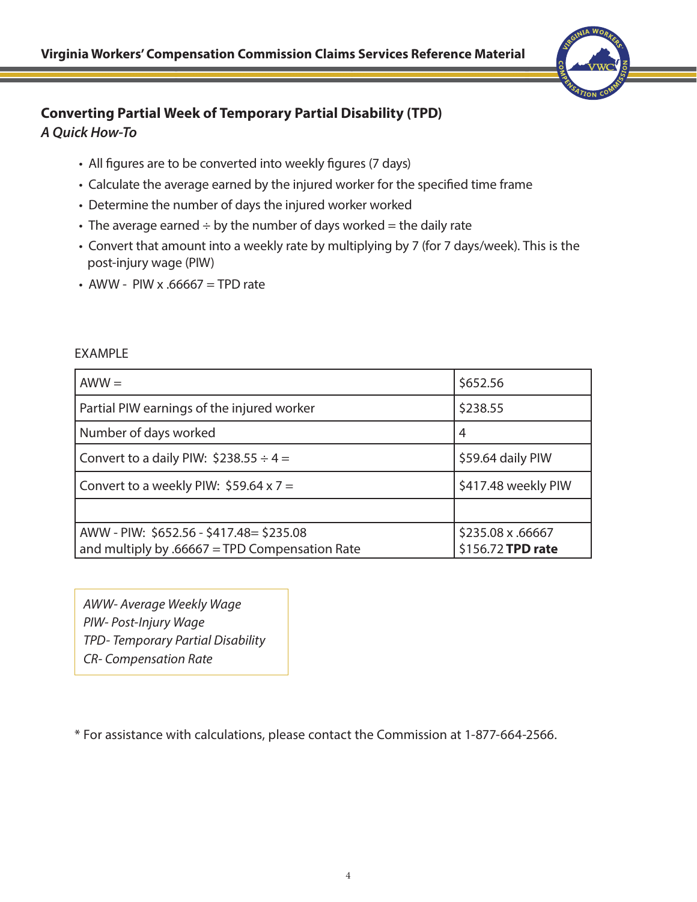## Converting Partial Week of Temporary Partial Disability (TPD)

### *A Quick How-To*

- All figures are to be converted into weekly figures (7 days)
- Calculate the average earned by the injured worker for the specified time frame
- Determine the number of days the injured worker worked
- The average earned ÷ by the number of days worked = the daily rate
- Convert that amount into a weekly rate by multiplying by 7 (for 7 days/week). This is the post-injury wage (PIW)
- AWW - PIW x .66667 = TPD rate

EXAMPLE

| AWW = | $652.56 |
|---|---|
| Partial PIW earnings of the injured worker | $238.55 |
| Number of days worked | 4 |
| Convert to a daily PIW: $238.55 ÷ 4 = | $59.64 daily PIW |
| Convert to a weekly PIW: $59.64 x 7 = | $417.48 weekly PIW |
| | |
| AWW - PIW: $652.56 - $417.48= $235.08 and multiply by .66667 = TPD Compensation Rate | $235.08 x .66667 $156.72 **TPD rate** |

*AWW- Average Weekly Wage*
*PIW- Post-Injury Wage*
*TPD- Temporary Partial Disability*
*CR- Compensation Rate*

* For assistance with calculations, please contact the Commission at 1-877-664-2566.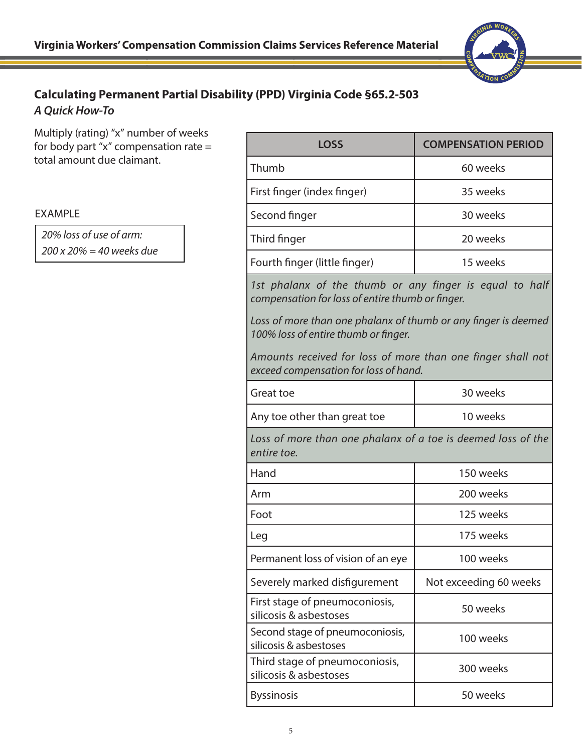## Calculating Permanent Partial Disability (PPD) Virginia Code §65.2-503

### *A Quick How-To*

Multiply (rating) "x" number of weeks for body part "x" compensation rate = total amount due claimant.

EXAMPLE

*20% loss of use of arm:*
*200 x 20% = 40 weeks due*

| LOSS | COMPENSATION PERIOD |
|---|---|
| Thumb | 60 weeks |
| First finger (index finger) | 35 weeks |
| Second finger | 30 weeks |
| Third finger | 20 weeks |
| Fourth finger (little finger) | 15 weeks |
| *1st phalanx of the thumb or any finger is equal to half compensation for loss of entire thumb or finger. Loss of more than one phalanx of thumb or any finger is deemed 100% loss of entire thumb or finger. Amounts received for loss of more than one finger shall not exceed compensation for loss of hand.* | |
| Great toe | 30 weeks |
| Any toe other than great toe | 10 weeks |
| *Loss of more than one phalanx of a toe is deemed loss of the entire toe.* | |
| Hand | 150 weeks |
| Arm | 200 weeks |
| Foot | 125 weeks |
| Leg | 175 weeks |
| Permanent loss of vision of an eye | 100 weeks |
| Severely marked disfigurement | Not exceeding 60 weeks |
| First stage of pneumoconiosis, silicosis & asbestoses | 50 weeks |
| Second stage of pneumoconiosis, silicosis & asbestoses | 100 weeks |
| Third stage of pneumoconiosis, silicosis & asbestoses | 300 weeks |
| Byssinosis | 50 weeks |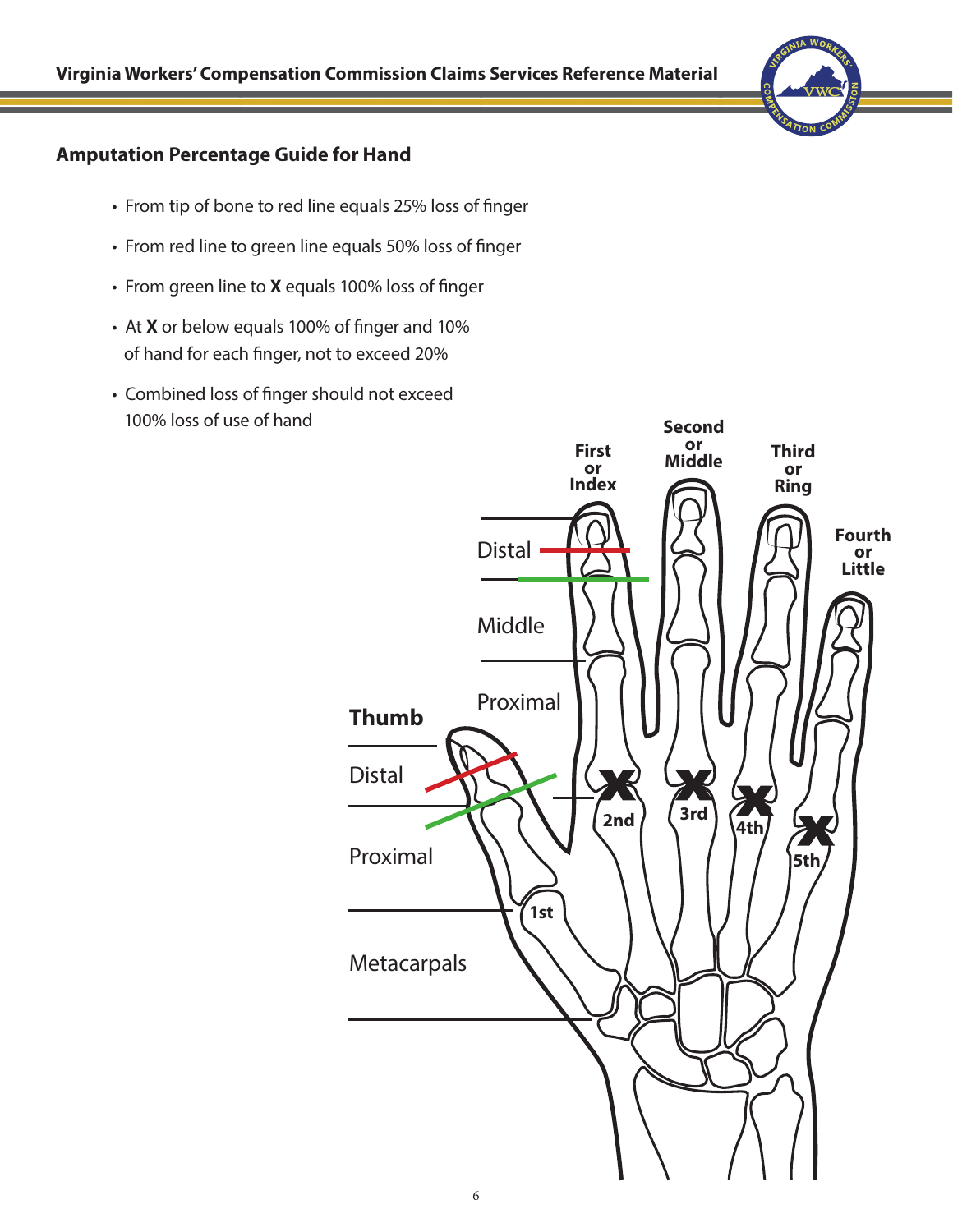## Amputation Percentage Guide for Hand

- From tip of bone to red line equals 25% loss of finger
- From red line to green line equals 50% loss of finger
- From green line to **X** equals 100% loss of finger
- At **X** or below equals 100% of finger and 10% of hand for each finger, not to exceed 20%
- Combined loss of finger should not exceed 100% loss of use of hand

**First or Index**

**Second or Middle**

**Third or Ring**

**Fourth or Little**

Distal

Middle

Proximal

**Thumb**

Distal

Proximal

Metacarpals

**1st**

**2nd**

**3rd**

**4th**

**5th**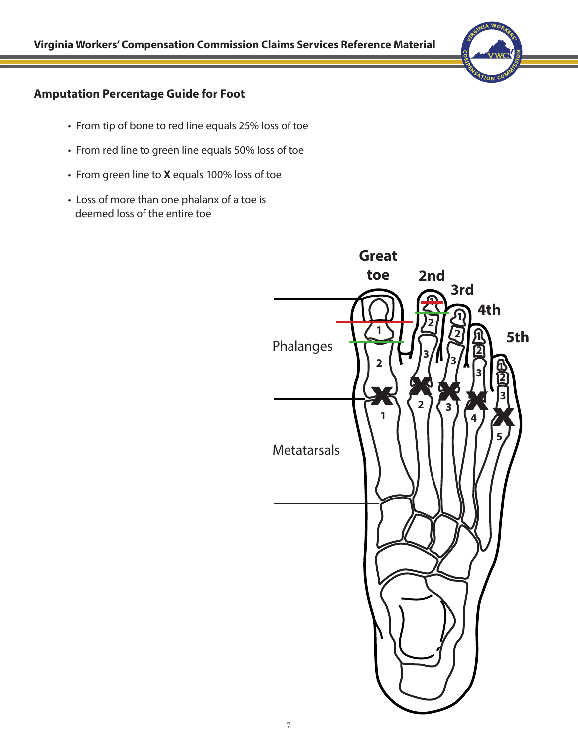## Amputation Percentage Guide for Foot

- From tip of bone to red line equals 25% loss of toe
- From red line to green line equals 50% loss of toe
- From green line to **X** equals 100% loss of toe
- Loss of more than one phalanx of a toe is deemed loss of the entire toe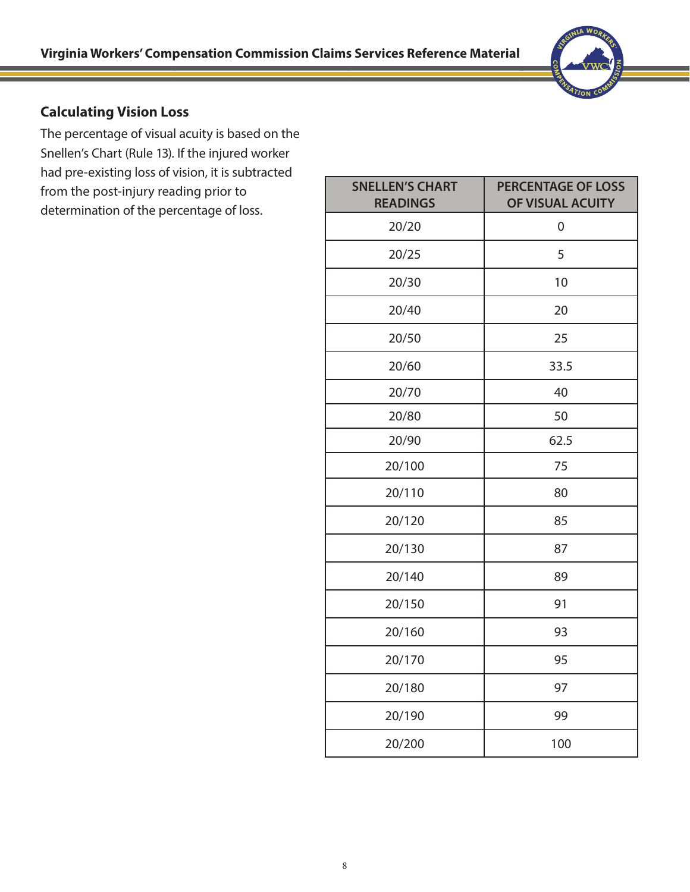## Calculating Vision Loss

The percentage of visual acuity is based on the Snellen's Chart (Rule 13). If the injured worker had pre-existing loss of vision, it is subtracted from the post-injury reading prior to determination of the percentage of loss.

| SNELLEN'S CHART READINGS | PERCENTAGE OF LOSS OF VISUAL ACUITY |
|---|---|
| 20/20 | 0 |
| 20/25 | 5 |
| 20/30 | 10 |
| 20/40 | 20 |
| 20/50 | 25 |
| 20/60 | 33.5 |
| 20/70 | 40 |
| 20/80 | 50 |
| 20/90 | 62.5 |
| 20/100 | 75 |
| 20/110 | 80 |
| 20/120 | 85 |
| 20/130 | 87 |
| 20/140 | 89 |
| 20/150 | 91 |
| 20/160 | 93 |
| 20/170 | 95 |
| 20/180 | 97 |
| 20/190 | 99 |
| 20/200 | 100 |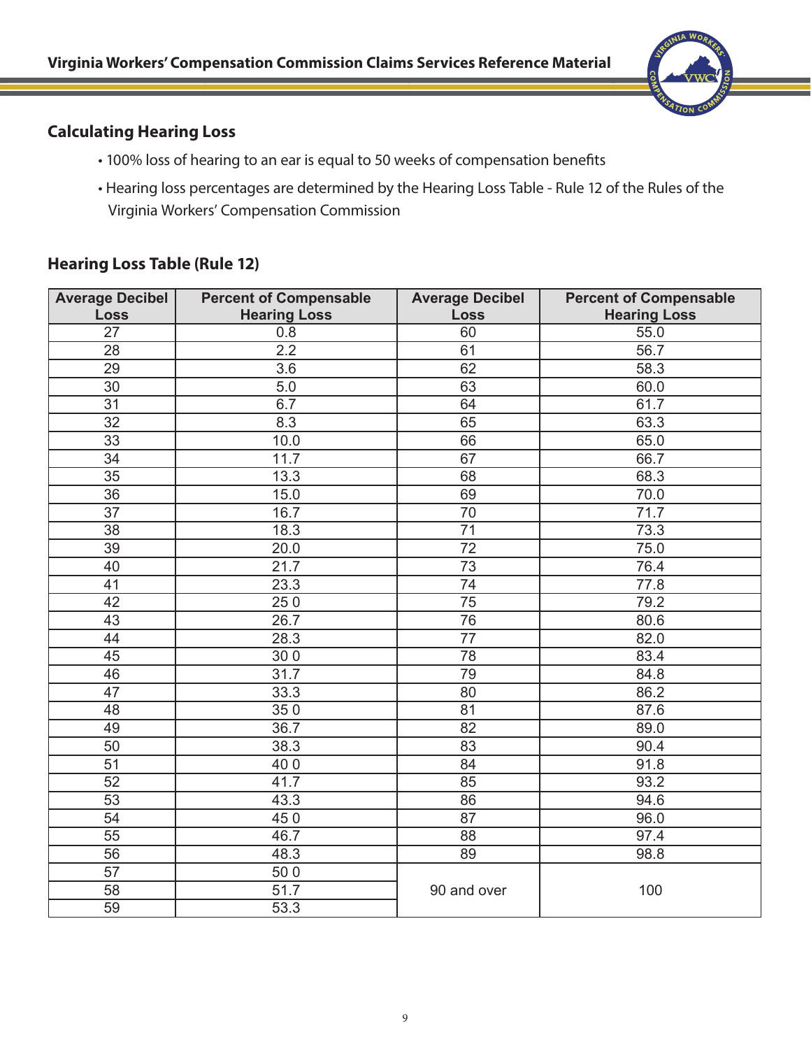## Calculating Hearing Loss

- 100% loss of hearing to an ear is equal to 50 weeks of compensation benefits
- Hearing loss percentages are determined by the Hearing Loss Table - Rule 12 of the Rules of the Virginia Workers' Compensation Commission

## Hearing Loss Table (Rule 12)

| Average Decibel Loss | Percent of Compensable Hearing Loss | Average Decibel Loss | Percent of Compensable Hearing Loss |
|---|---|---|---|
| 27 | 0.8 | 60 | 55.0 |
| 28 | 2.2 | 61 | 56.7 |
| 29 | 3.6 | 62 | 58.3 |
| 30 | 5.0 | 63 | 60.0 |
| 31 | 6.7 | 64 | 61.7 |
| 32 | 8.3 | 65 | 63.3 |
| 33 | 10.0 | 66 | 65.0 |
| 34 | 11.7 | 67 | 66.7 |
| 35 | 13.3 | 68 | 68.3 |
| 36 | 15.0 | 69 | 70.0 |
| 37 | 16.7 | 70 | 71.7 |
| 38 | 18.3 | 71 | 73.3 |
| 39 | 20.0 | 72 | 75.0 |
| 40 | 21.7 | 73 | 76.4 |
| 41 | 23.3 | 74 | 77.8 |
| 42 | 25 0 | 75 | 79.2 |
| 43 | 26.7 | 76 | 80.6 |
| 44 | 28.3 | 77 | 82.0 |
| 45 | 30 0 | 78 | 83.4 |
| 46 | 31.7 | 79 | 84.8 |
| 47 | 33.3 | 80 | 86.2 |
| 48 | 35 0 | 81 | 87.6 |
| 49 | 36.7 | 82 | 89.0 |
| 50 | 38.3 | 83 | 90.4 |
| 51 | 40 0 | 84 | 91.8 |
| 52 | 41.7 | 85 | 93.2 |
| 53 | 43.3 | 86 | 94.6 |
| 54 | 45 0 | 87 | 96.0 |
| 55 | 46.7 | 88 | 97.4 |
| 56 | 48.3 | 89 | 98.8 |
| 57 | 50 0 | 90 and over | 100 |
| 58 | 51.7 | | |
| 59 | 53.3 | | |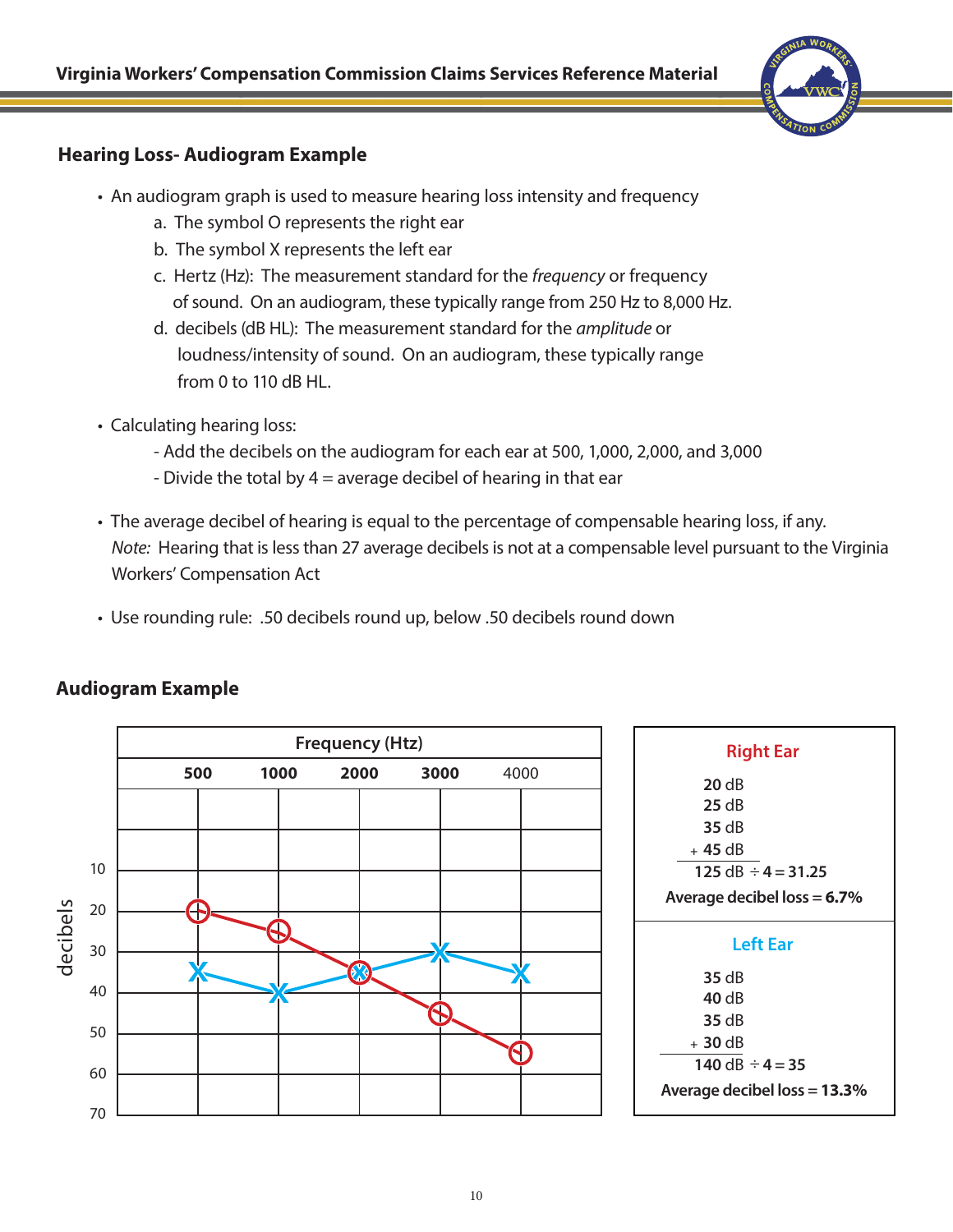## Hearing Loss- Audiogram Example

- An audiogram graph is used to measure hearing loss intensity and frequency
  a. The symbol O represents the right ear
  b. The symbol X represents the left ear
  c. Hertz (Hz): The measurement standard for the *frequency* or frequency of sound. On an audiogram, these typically range from 250 Hz to 8,000 Hz.
  d. decibels (dB HL): The measurement standard for the *amplitude* or loudness/intensity of sound. On an audiogram, these typically range from 0 to 110 dB HL.

- Calculating hearing loss:
  - Add the decibels on the audiogram for each ear at 500, 1,000, 2,000, and 3,000
  - Divide the total by 4 = average decibel of hearing in that ear

- The average decibel of hearing is equal to the percentage of compensable hearing loss, if any.
  *Note:* Hearing that is less than 27 average decibels is not at a compensable level pursuant to the Virginia Workers' Compensation Act

- Use rounding rule: .50 decibels round up, below .50 decibels round down

## Audiogram Example

| decibels | Frequency (Htz) 500 | 1000 | 2000 | 3000 | 4000 |
|---|---|---|---|---|---|
| Right Ear (O) | 20 | 25 | 35 | 45 | 55 |
| Left Ear (X) | 35 | 40 | 35 | 30 | 35 |

**Right Ear**

**20** dB
**25** dB
**35** dB
+ **45** dB

**125** dB ÷ **4 = 31.25**

**Average decibel loss = 6.7%**

**Left Ear**

**35** dB
**40** dB
**35** dB
+ **30** dB

**140** dB ÷ **4 = 35**

**Average decibel loss = 13.3%**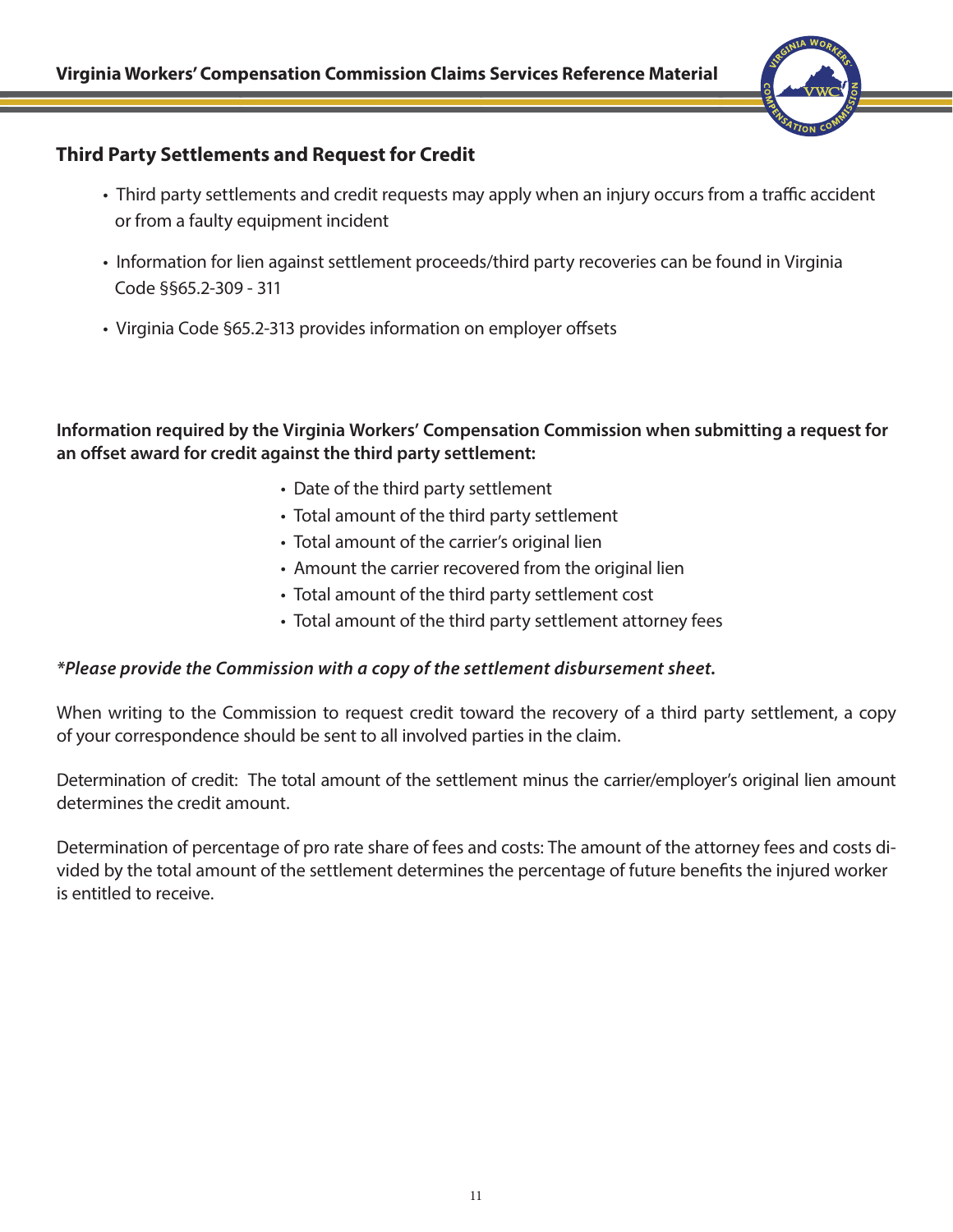## Third Party Settlements and Request for Credit

- Third party settlements and credit requests may apply when an injury occurs from a traffic accident or from a faulty equipment incident
- Information for lien against settlement proceeds/third party recoveries can be found in Virginia Code §§65.2-309 - 311
- Virginia Code §65.2-313 provides information on employer offsets

**Information required by the Virginia Workers' Compensation Commission when submitting a request for an offset award for credit against the third party settlement:**

- Date of the third party settlement
- Total amount of the third party settlement
- Total amount of the carrier's original lien
- Amount the carrier recovered from the original lien
- Total amount of the third party settlement cost
- Total amount of the third party settlement attorney fees

***Please provide the Commission with a copy of the settlement disbursement sheet.***

When writing to the Commission to request credit toward the recovery of a third party settlement, a copy of your correspondence should be sent to all involved parties in the claim.

Determination of credit: The total amount of the settlement minus the carrier/employer's original lien amount determines the credit amount.

Determination of percentage of pro rate share of fees and costs: The amount of the attorney fees and costs divided by the total amount of the settlement determines the percentage of future benefits the injured worker is entitled to receive.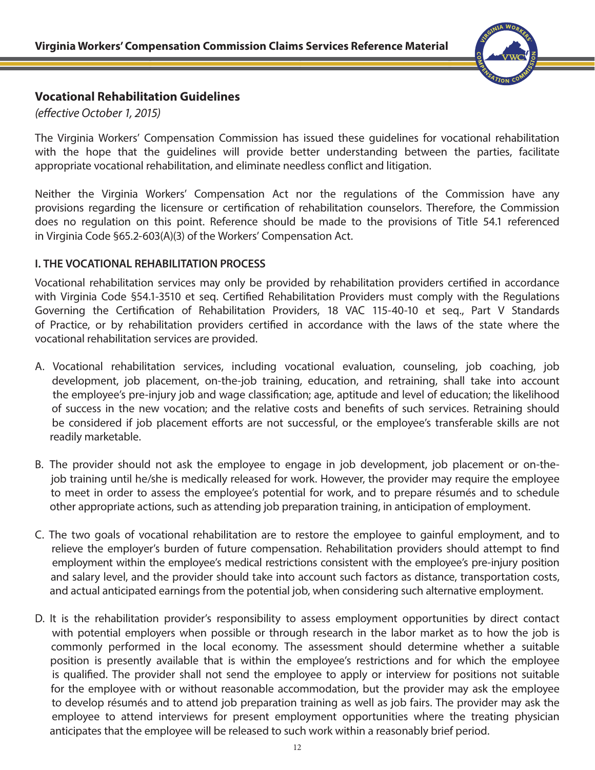## Vocational Rehabilitation Guidelines

*(effective October 1, 2015)*

The Virginia Workers' Compensation Commission has issued these guidelines for vocational rehabilitation with the hope that the guidelines will provide better understanding between the parties, facilitate appropriate vocational rehabilitation, and eliminate needless conflict and litigation.

Neither the Virginia Workers' Compensation Act nor the regulations of the Commission have any provisions regarding the licensure or certification of rehabilitation counselors. Therefore, the Commission does no regulation on this point. Reference should be made to the provisions of Title 54.1 referenced in Virginia Code §65.2-603(A)(3) of the Workers' Compensation Act.

### I. THE VOCATIONAL REHABILITATION PROCESS

Vocational rehabilitation services may only be provided by rehabilitation providers certified in accordance with Virginia Code §54.1-3510 et seq. Certified Rehabilitation Providers must comply with the Regulations Governing the Certification of Rehabilitation Providers, 18 VAC 115-40-10 et seq., Part V Standards of Practice, or by rehabilitation providers certified in accordance with the laws of the state where the vocational rehabilitation services are provided.

A. Vocational rehabilitation services, including vocational evaluation, counseling, job coaching, job development, job placement, on-the-job training, education, and retraining, shall take into account the employee's pre-injury job and wage classification; age, aptitude and level of education; the likelihood of success in the new vocation; and the relative costs and benefits of such services. Retraining should be considered if job placement efforts are not successful, or the employee's transferable skills are not readily marketable.

B. The provider should not ask the employee to engage in job development, job placement or on-the-job training until he/she is medically released for work. However, the provider may require the employee to meet in order to assess the employee's potential for work, and to prepare résumés and to schedule other appropriate actions, such as attending job preparation training, in anticipation of employment.

C. The two goals of vocational rehabilitation are to restore the employee to gainful employment, and to relieve the employer's burden of future compensation. Rehabilitation providers should attempt to find employment within the employee's medical restrictions consistent with the employee's pre-injury position and salary level, and the provider should take into account such factors as distance, transportation costs, and actual anticipated earnings from the potential job, when considering such alternative employment.

D. It is the rehabilitation provider's responsibility to assess employment opportunities by direct contact with potential employers when possible or through research in the labor market as to how the job is commonly performed in the local economy. The assessment should determine whether a suitable position is presently available that is within the employee's restrictions and for which the employee is qualified. The provider shall not send the employee to apply or interview for positions not suitable for the employee with or without reasonable accommodation, but the provider may ask the employee to develop résumés and to attend job preparation training as well as job fairs. The provider may ask the employee to attend interviews for present employment opportunities where the treating physician anticipates that the employee will be released to such work within a reasonably brief period.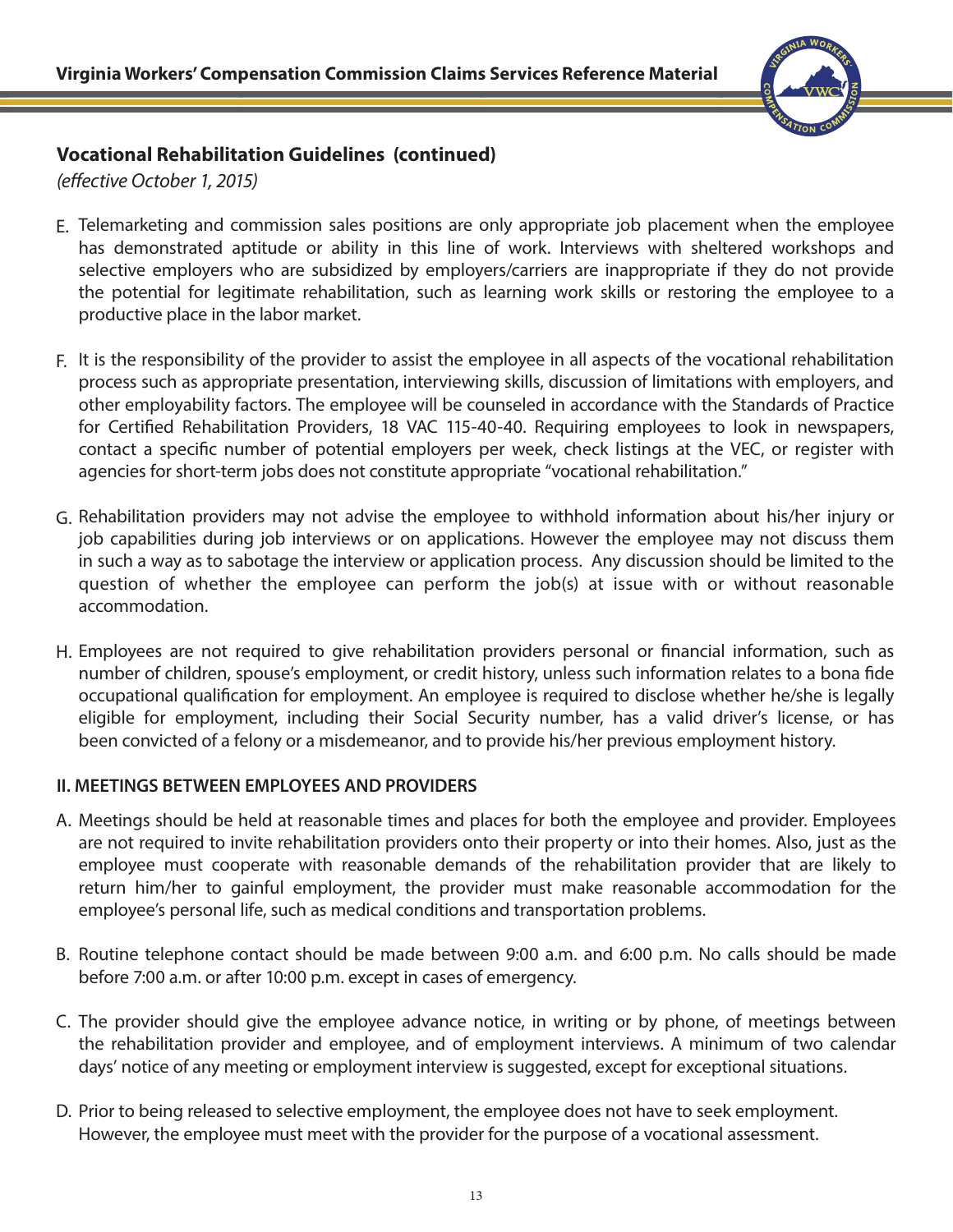## Vocational Rehabilitation Guidelines (continued)

*(effective October 1, 2015)*

E. Telemarketing and commission sales positions are only appropriate job placement when the employee has demonstrated aptitude or ability in this line of work. Interviews with sheltered workshops and selective employers who are subsidized by employers/carriers are inappropriate if they do not provide the potential for legitimate rehabilitation, such as learning work skills or restoring the employee to a productive place in the labor market.

F. It is the responsibility of the provider to assist the employee in all aspects of the vocational rehabilitation process such as appropriate presentation, interviewing skills, discussion of limitations with employers, and other employability factors. The employee will be counseled in accordance with the Standards of Practice for Certified Rehabilitation Providers, 18 VAC 115-40-40. Requiring employees to look in newspapers, contact a specific number of potential employers per week, check listings at the VEC, or register with agencies for short-term jobs does not constitute appropriate "vocational rehabilitation."

G. Rehabilitation providers may not advise the employee to withhold information about his/her injury or job capabilities during job interviews or on applications. However the employee may not discuss them in such a way as to sabotage the interview or application process. Any discussion should be limited to the question of whether the employee can perform the job(s) at issue with or without reasonable accommodation.

H. Employees are not required to give rehabilitation providers personal or financial information, such as number of children, spouse's employment, or credit history, unless such information relates to a bona fide occupational qualification for employment. An employee is required to disclose whether he/she is legally eligible for employment, including their Social Security number, has a valid driver's license, or has been convicted of a felony or a misdemeanor, and to provide his/her previous employment history.

### II. MEETINGS BETWEEN EMPLOYEES AND PROVIDERS

A. Meetings should be held at reasonable times and places for both the employee and provider. Employees are not required to invite rehabilitation providers onto their property or into their homes. Also, just as the employee must cooperate with reasonable demands of the rehabilitation provider that are likely to return him/her to gainful employment, the provider must make reasonable accommodation for the employee's personal life, such as medical conditions and transportation problems.

B. Routine telephone contact should be made between 9:00 a.m. and 6:00 p.m. No calls should be made before 7:00 a.m. or after 10:00 p.m. except in cases of emergency.

C. The provider should give the employee advance notice, in writing or by phone, of meetings between the rehabilitation provider and employee, and of employment interviews. A minimum of two calendar days' notice of any meeting or employment interview is suggested, except for exceptional situations.

D. Prior to being released to selective employment, the employee does not have to seek employment. However, the employee must meet with the provider for the purpose of a vocational assessment.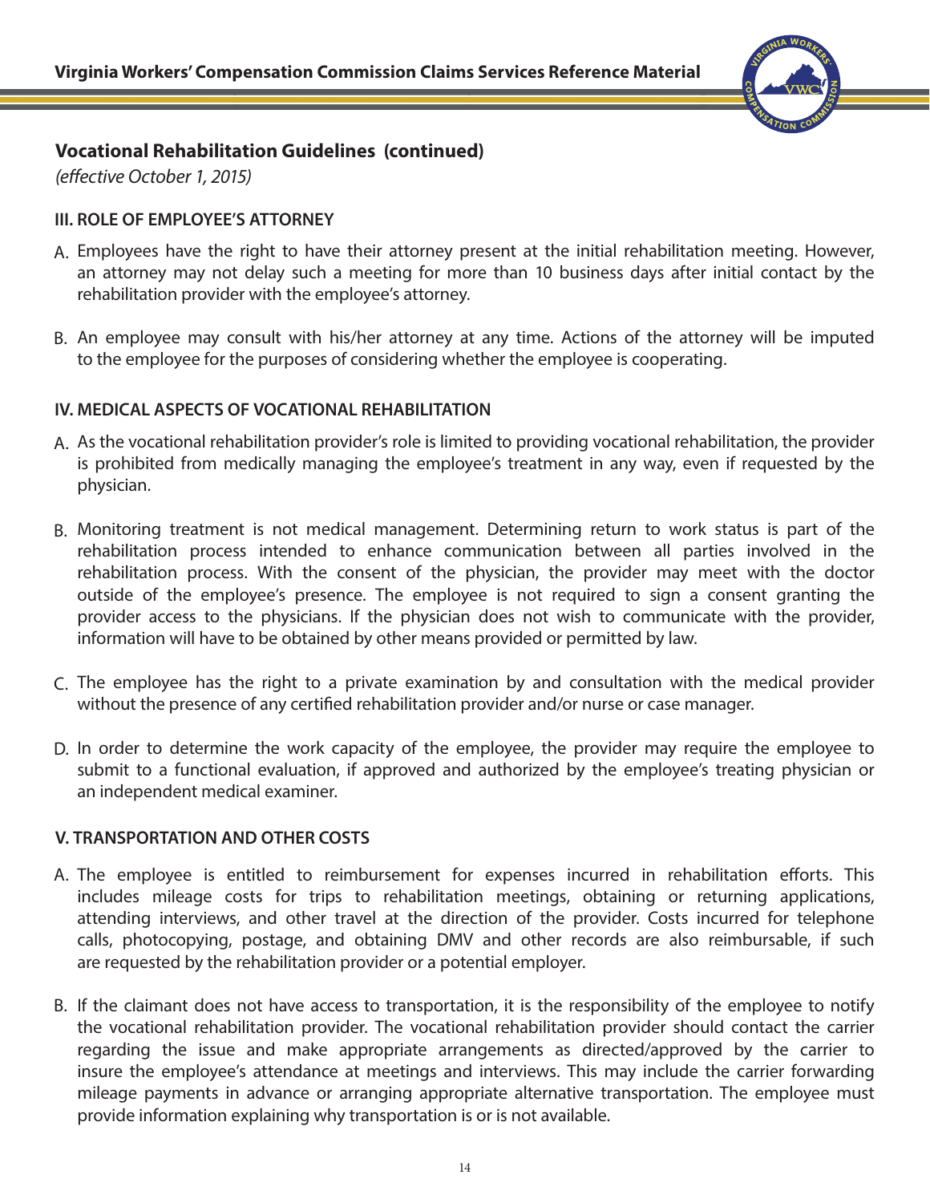## Vocational Rehabilitation Guidelines (continued)

*(effective October 1, 2015)*

### III. ROLE OF EMPLOYEE'S ATTORNEY

A. Employees have the right to have their attorney present at the initial rehabilitation meeting. However, an attorney may not delay such a meeting for more than 10 business days after initial contact by the rehabilitation provider with the employee's attorney.

B. An employee may consult with his/her attorney at any time. Actions of the attorney will be imputed to the employee for the purposes of considering whether the employee is cooperating.

### IV. MEDICAL ASPECTS OF VOCATIONAL REHABILITATION

A. As the vocational rehabilitation provider's role is limited to providing vocational rehabilitation, the provider is prohibited from medically managing the employee's treatment in any way, even if requested by the physician.

B. Monitoring treatment is not medical management. Determining return to work status is part of the rehabilitation process intended to enhance communication between all parties involved in the rehabilitation process. With the consent of the physician, the provider may meet with the doctor outside of the employee's presence. The employee is not required to sign a consent granting the provider access to the physicians. If the physician does not wish to communicate with the provider, information will have to be obtained by other means provided or permitted by law.

C. The employee has the right to a private examination by and consultation with the medical provider without the presence of any certified rehabilitation provider and/or nurse or case manager.

D. In order to determine the work capacity of the employee, the provider may require the employee to submit to a functional evaluation, if approved and authorized by the employee's treating physician or an independent medical examiner.

### V. TRANSPORTATION AND OTHER COSTS

A. The employee is entitled to reimbursement for expenses incurred in rehabilitation efforts. This includes mileage costs for trips to rehabilitation meetings, obtaining or returning applications, attending interviews, and other travel at the direction of the provider. Costs incurred for telephone calls, photocopying, postage, and obtaining DMV and other records are also reimbursable, if such are requested by the rehabilitation provider or a potential employer.

B. If the claimant does not have access to transportation, it is the responsibility of the employee to notify the vocational rehabilitation provider. The vocational rehabilitation provider should contact the carrier regarding the issue and make appropriate arrangements as directed/approved by the carrier to insure the employee's attendance at meetings and interviews. This may include the carrier forwarding mileage payments in advance or arranging appropriate alternative transportation. The employee must provide information explaining why transportation is or is not available.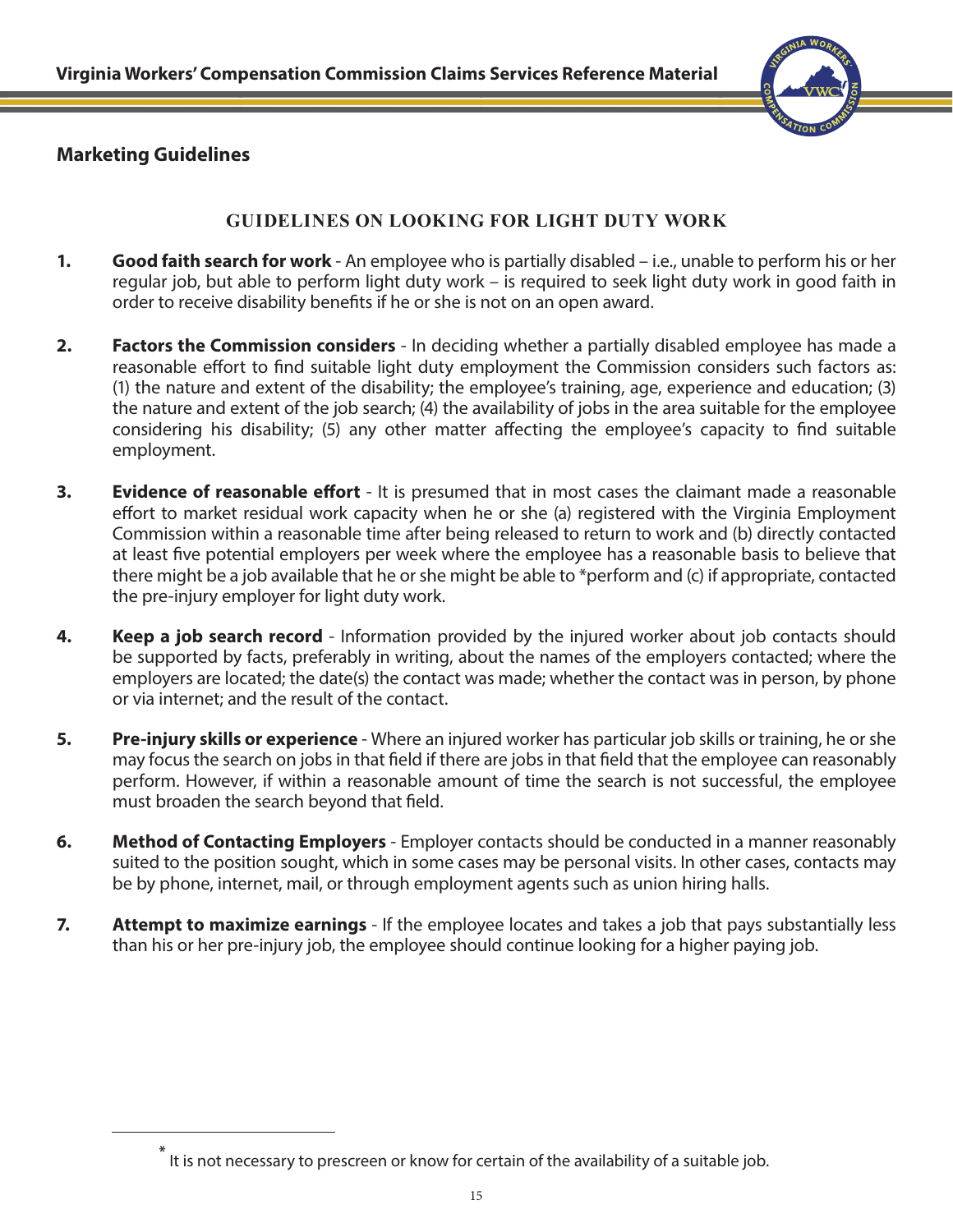## Marketing Guidelines

### GUIDELINES ON LOOKING FOR LIGHT DUTY WORK

1. **Good faith search for work** - An employee who is partially disabled – i.e., unable to perform his or her regular job, but able to perform light duty work – is required to seek light duty work in good faith in order to receive disability benefits if he or she is not on an open award.

2. **Factors the Commission considers** - In deciding whether a partially disabled employee has made a reasonable effort to find suitable light duty employment the Commission considers such factors as: (1) the nature and extent of the disability; the employee's training, age, experience and education; (3) the nature and extent of the job search; (4) the availability of jobs in the area suitable for the employee considering his disability; (5) any other matter affecting the employee's capacity to find suitable employment.

3. **Evidence of reasonable effort** - It is presumed that in most cases the claimant made a reasonable effort to market residual work capacity when he or she (a) registered with the Virginia Employment Commission within a reasonable time after being released to return to work and (b) directly contacted at least five potential employers per week where the employee has a reasonable basis to believe that there might be a job available that he or she might be able to *perform and (c) if appropriate, contacted the pre-injury employer for light duty work.

4. **Keep a job search record** - Information provided by the injured worker about job contacts should be supported by facts, preferably in writing, about the names of the employers contacted; where the employers are located; the date(s) the contact was made; whether the contact was in person, by phone or via internet; and the result of the contact.

5. **Pre-injury skills or experience** - Where an injured worker has particular job skills or training, he or she may focus the search on jobs in that field if there are jobs in that field that the employee can reasonably perform. However, if within a reasonable amount of time the search is not successful, the employee must broaden the search beyond that field.

6. **Method of Contacting Employers** - Employer contacts should be conducted in a manner reasonably suited to the position sought, which in some cases may be personal visits. In other cases, contacts may be by phone, internet, mail, or through employment agents such as union hiring halls.

7. **Attempt to maximize earnings** - If the employee locates and takes a job that pays substantially less than his or her pre-injury job, the employee should continue looking for a higher paying job.

---

* It is not necessary to prescreen or know for certain of the availability of a suitable job.